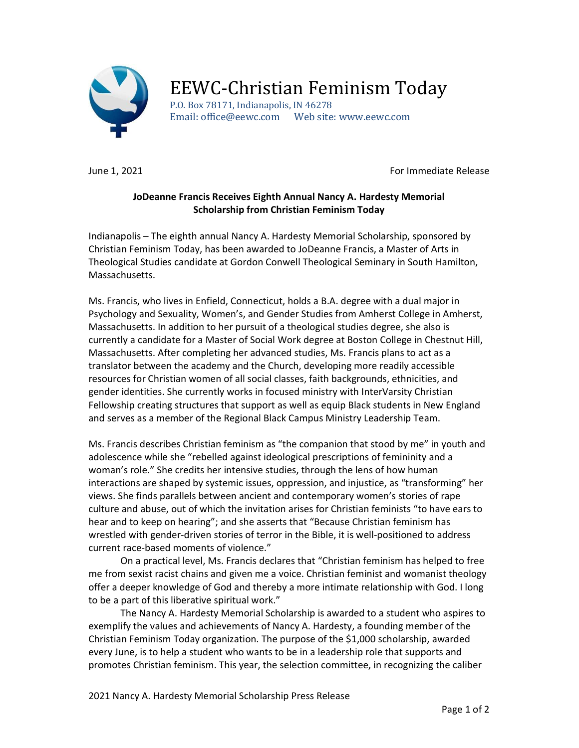# EEWC-Christian Feminism Today

P.O. Box 78171, Indianapolis, IN 46278
Email: office@eewc.com Web site: www.eewc.com

June 1, 2021 For Immediate Release

**JoDeanne Francis Receives Eighth Annual Nancy A. Hardesty Memorial Scholarship from Christian Feminism Today**

Indianapolis – The eighth annual Nancy A. Hardesty Memorial Scholarship, sponsored by Christian Feminism Today, has been awarded to JoDeanne Francis, a Master of Arts in Theological Studies candidate at Gordon Conwell Theological Seminary in South Hamilton, Massachusetts.

Ms. Francis, who lives in Enfield, Connecticut, holds a B.A. degree with a dual major in Psychology and Sexuality, Women's, and Gender Studies from Amherst College in Amherst, Massachusetts. In addition to her pursuit of a theological studies degree, she also is currently a candidate for a Master of Social Work degree at Boston College in Chestnut Hill, Massachusetts. After completing her advanced studies, Ms. Francis plans to act as a translator between the academy and the Church, developing more readily accessible resources for Christian women of all social classes, faith backgrounds, ethnicities, and gender identities. She currently works in focused ministry with InterVarsity Christian Fellowship creating structures that support as well as equip Black students in New England and serves as a member of the Regional Black Campus Ministry Leadership Team.

Ms. Francis describes Christian feminism as "the companion that stood by me" in youth and adolescence while she "rebelled against ideological prescriptions of femininity and a woman's role." She credits her intensive studies, through the lens of how human interactions are shaped by systemic issues, oppression, and injustice, as "transforming" her views. She finds parallels between ancient and contemporary women's stories of rape culture and abuse, out of which the invitation arises for Christian feminists "to have ears to hear and to keep on hearing"; and she asserts that "Because Christian feminism has wrestled with gender-driven stories of terror in the Bible, it is well-positioned to address current race-based moments of violence."

On a practical level, Ms. Francis declares that "Christian feminism has helped to free me from sexist racist chains and given me a voice. Christian feminist and womanist theology offer a deeper knowledge of God and thereby a more intimate relationship with God. I long to be a part of this liberative spiritual work."

The Nancy A. Hardesty Memorial Scholarship is awarded to a student who aspires to exemplify the values and achievements of Nancy A. Hardesty, a founding member of the Christian Feminism Today organization. The purpose of the $1,000 scholarship, awarded every June, is to help a student who wants to be in a leadership role that supports and promotes Christian feminism. This year, the selection committee, in recognizing the caliber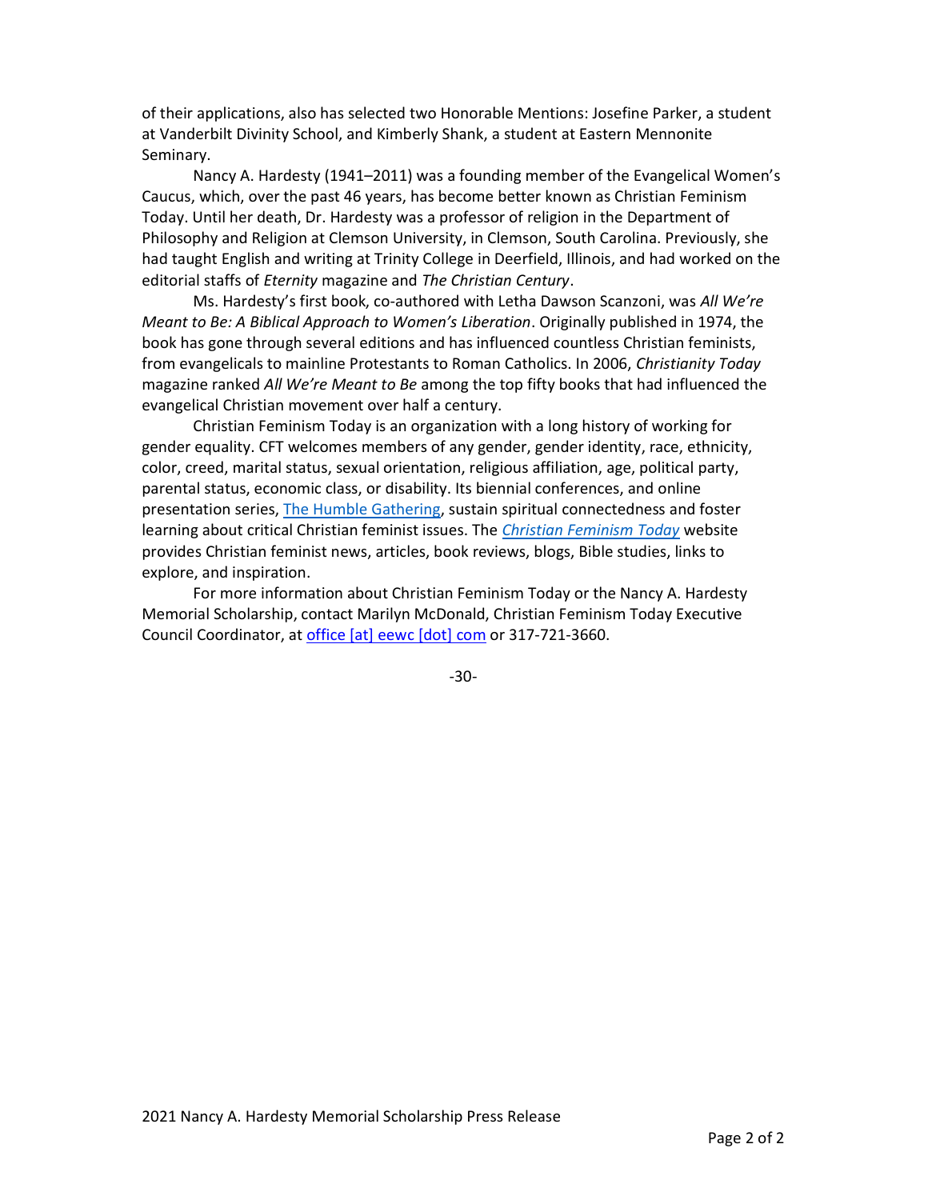of their applications, also has selected two Honorable Mentions: Josefine Parker, a student at Vanderbilt Divinity School, and Kimberly Shank, a student at Eastern Mennonite Seminary.

Nancy A. Hardesty (1941–2011) was a founding member of the Evangelical Women's Caucus, which, over the past 46 years, has become better known as Christian Feminism Today. Until her death, Dr. Hardesty was a professor of religion in the Department of Philosophy and Religion at Clemson University, in Clemson, South Carolina. Previously, she had taught English and writing at Trinity College in Deerfield, Illinois, and had worked on the editorial staffs of *Eternity* magazine and *The Christian Century*.

Ms. Hardesty's first book, co-authored with Letha Dawson Scanzoni, was *All We're Meant to Be: A Biblical Approach to Women's Liberation*. Originally published in 1974, the book has gone through several editions and has influenced countless Christian feminists, from evangelicals to mainline Protestants to Roman Catholics. In 2006, *Christianity Today* magazine ranked *All We're Meant to Be* among the top fifty books that had influenced the evangelical Christian movement over half a century.

Christian Feminism Today is an organization with a long history of working for gender equality. CFT welcomes members of any gender, gender identity, race, ethnicity, color, creed, marital status, sexual orientation, religious affiliation, age, political party, parental status, economic class, or disability. Its biennial conferences, and online presentation series, The Humble Gathering, sustain spiritual connectedness and foster learning about critical Christian feminist issues. The *Christian Feminism Today* website provides Christian feminist news, articles, book reviews, blogs, Bible studies, links to explore, and inspiration.

For more information about Christian Feminism Today or the Nancy A. Hardesty Memorial Scholarship, contact Marilyn McDonald, Christian Feminism Today Executive Council Coordinator, at office [at] eewc [dot] com or 317-721-3660.

-30-